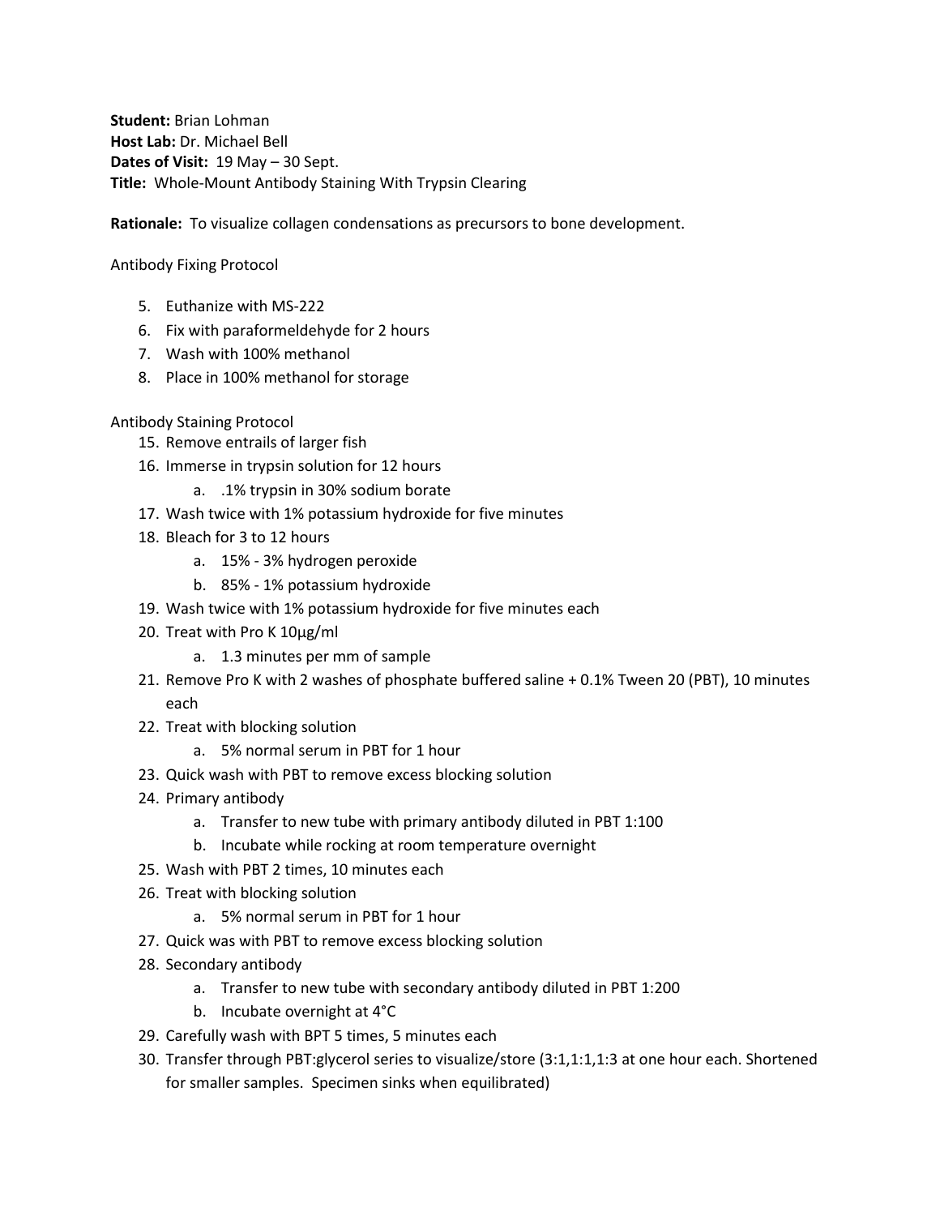**Student:** Brian Lohman
**Host Lab:** Dr. Michael Bell
**Dates of Visit:** 19 May – 30 Sept.
**Title:** Whole-Mount Antibody Staining With Trypsin Clearing

**Rationale:** To visualize collagen condensations as precursors to bone development.

Antibody Fixing Protocol

5. Euthanize with MS-222
6. Fix with paraformeldehyde for 2 hours
7. Wash with 100% methanol
8. Place in 100% methanol for storage

Antibody Staining Protocol

15. Remove entrails of larger fish
16. Immerse in trypsin solution for 12 hours
    a. .1% trypsin in 30% sodium borate
17. Wash twice with 1% potassium hydroxide for five minutes
18. Bleach for 3 to 12 hours
    a. 15% - 3% hydrogen peroxide
    b. 85% - 1% potassium hydroxide
19. Wash twice with 1% potassium hydroxide for five minutes each
20. Treat with Pro K 10µg/ml
    a. 1.3 minutes per mm of sample
21. Remove Pro K with 2 washes of phosphate buffered saline + 0.1% Tween 20 (PBT), 10 minutes each
22. Treat with blocking solution
    a. 5% normal serum in PBT for 1 hour
23. Quick wash with PBT to remove excess blocking solution
24. Primary antibody
    a. Transfer to new tube with primary antibody diluted in PBT 1:100
    b. Incubate while rocking at room temperature overnight
25. Wash with PBT 2 times, 10 minutes each
26. Treat with blocking solution
    a. 5% normal serum in PBT for 1 hour
27. Quick was with PBT to remove excess blocking solution
28. Secondary antibody
    a. Transfer to new tube with secondary antibody diluted in PBT 1:200
    b. Incubate overnight at 4°C
29. Carefully wash with BPT 5 times, 5 minutes each
30. Transfer through PBT:glycerol series to visualize/store (3:1,1:1,1:3 at one hour each. Shortened for smaller samples. Specimen sinks when equilibrated)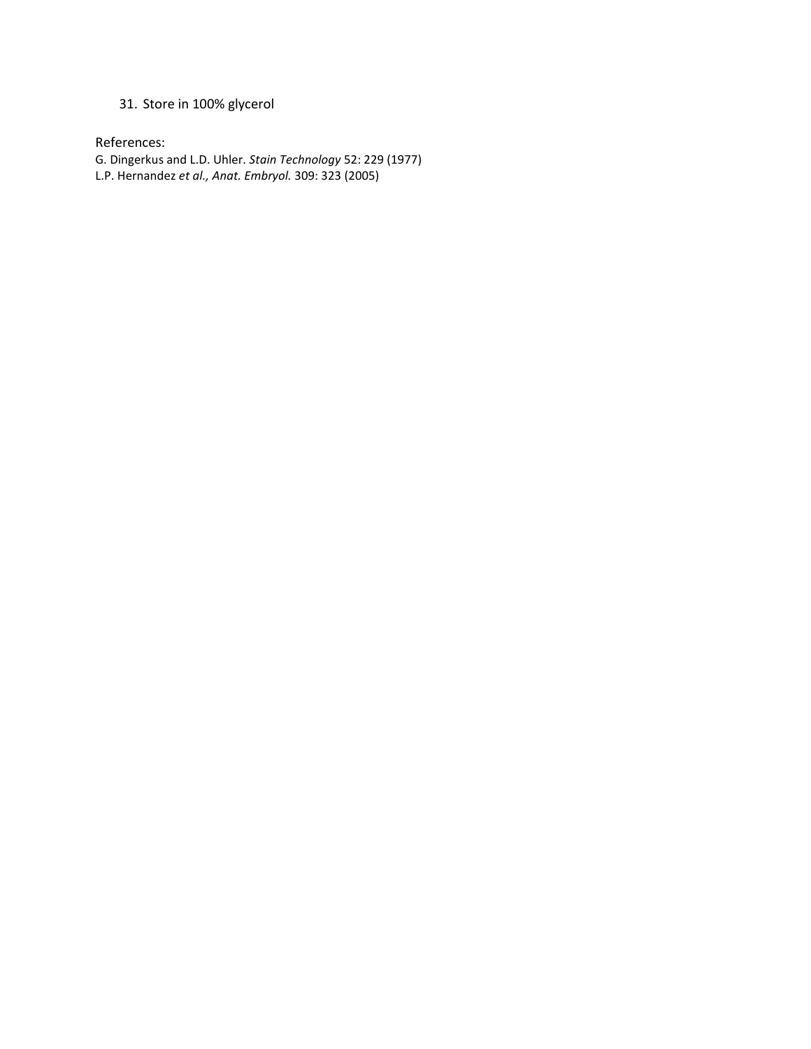31. Store in 100% glycerol

References:

G. Dingerkus and L.D. Uhler. *Stain Technology* 52: 229 (1977)
L.P. Hernandez *et al., Anat. Embryol.* 309: 323 (2005)